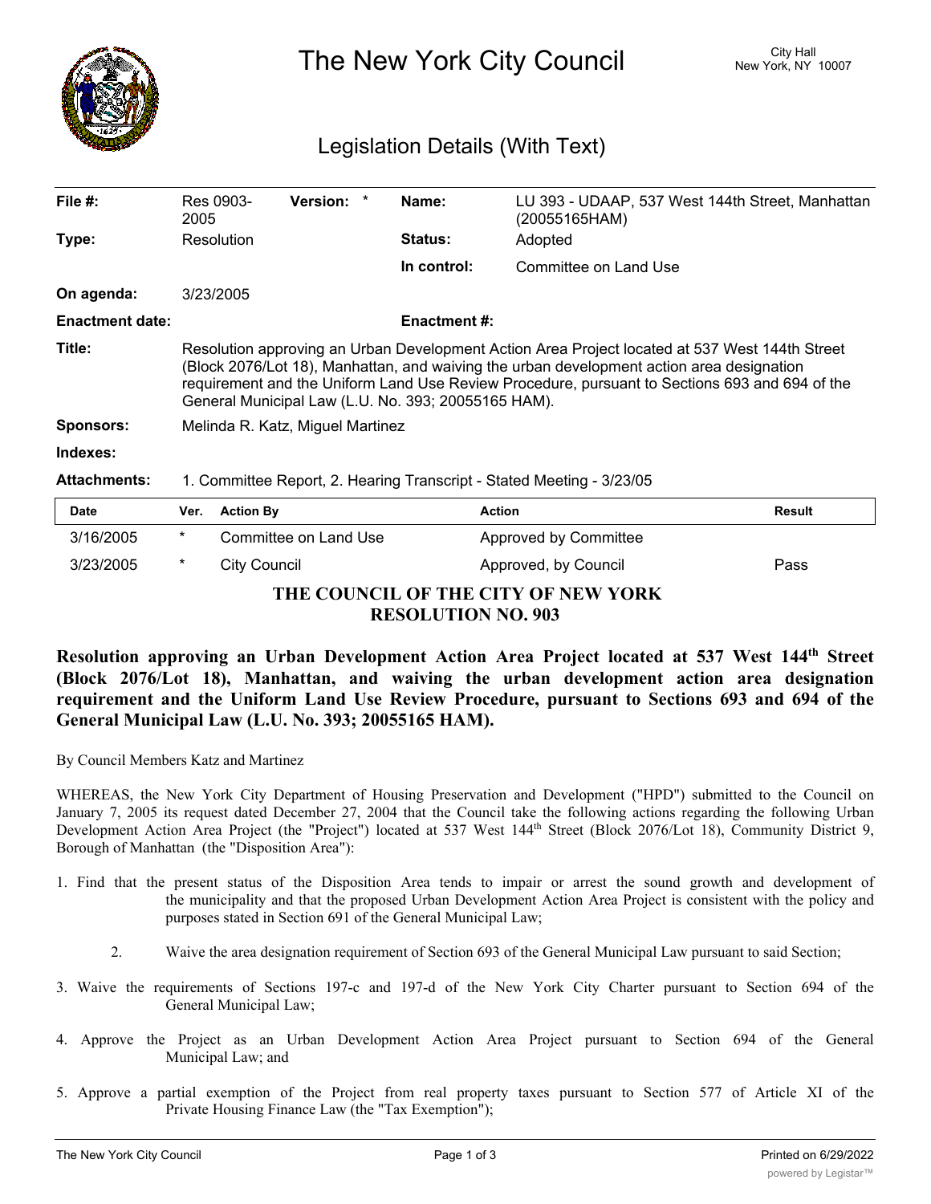# The New York City Council

City Hall
New York, NY 10007

## Legislation Details (With Text)

| | | | |
|---|---|---|---|
| **File #:** | Res 0903-2005 **Version:** * | **Name:** | LU 393 - UDAAP, 537 West 144th Street, Manhattan (20055165HAM) |
| **Type:** | Resolution | **Status:** | Adopted |
| | | **In control:** | Committee on Land Use |
| **On agenda:** | 3/23/2005 | | |
| **Enactment date:** | | **Enactment #:** | |

**Title:** Resolution approving an Urban Development Action Area Project located at 537 West 144th Street (Block 2076/Lot 18), Manhattan, and waiving the urban development action area designation requirement and the Uniform Land Use Review Procedure, pursuant to Sections 693 and 694 of the General Municipal Law (L.U. No. 393; 20055165 HAM).

**Sponsors:** Melinda R. Katz, Miguel Martinez

**Indexes:**

**Attachments:** 1. Committee Report, 2. Hearing Transcript - Stated Meeting - 3/23/05

| Date | Ver. | Action By | Action | Result |
|---|---|---|---|---|
| 3/16/2005 | * | Committee on Land Use | Approved by Committee | |
| 3/23/2005 | * | City Council | Approved, by Council | Pass |

**THE COUNCIL OF THE CITY OF NEW YORK**
**RESOLUTION NO. 903**

**Resolution approving an Urban Development Action Area Project located at 537 West 144th Street (Block 2076/Lot 18), Manhattan, and waiving the urban development action area designation requirement and the Uniform Land Use Review Procedure, pursuant to Sections 693 and 694 of the General Municipal Law (L.U. No. 393; 20055165 HAM).**

By Council Members Katz and Martinez

WHEREAS, the New York City Department of Housing Preservation and Development ("HPD") submitted to the Council on January 7, 2005 its request dated December 27, 2004 that the Council take the following actions regarding the following Urban Development Action Area Project (the "Project") located at 537 West 144th Street (Block 2076/Lot 18), Community District 9, Borough of Manhattan (the "Disposition Area"):

1. Find that the present status of the Disposition Area tends to impair or arrest the sound growth and development of the municipality and that the proposed Urban Development Action Area Project is consistent with the policy and purposes stated in Section 691 of the General Municipal Law;

2. Waive the area designation requirement of Section 693 of the General Municipal Law pursuant to said Section;

3. Waive the requirements of Sections 197-c and 197-d of the New York City Charter pursuant to Section 694 of the General Municipal Law;

4. Approve the Project as an Urban Development Action Area Project pursuant to Section 694 of the General Municipal Law; and

5. Approve a partial exemption of the Project from real property taxes pursuant to Section 577 of Article XI of the Private Housing Finance Law (the "Tax Exemption");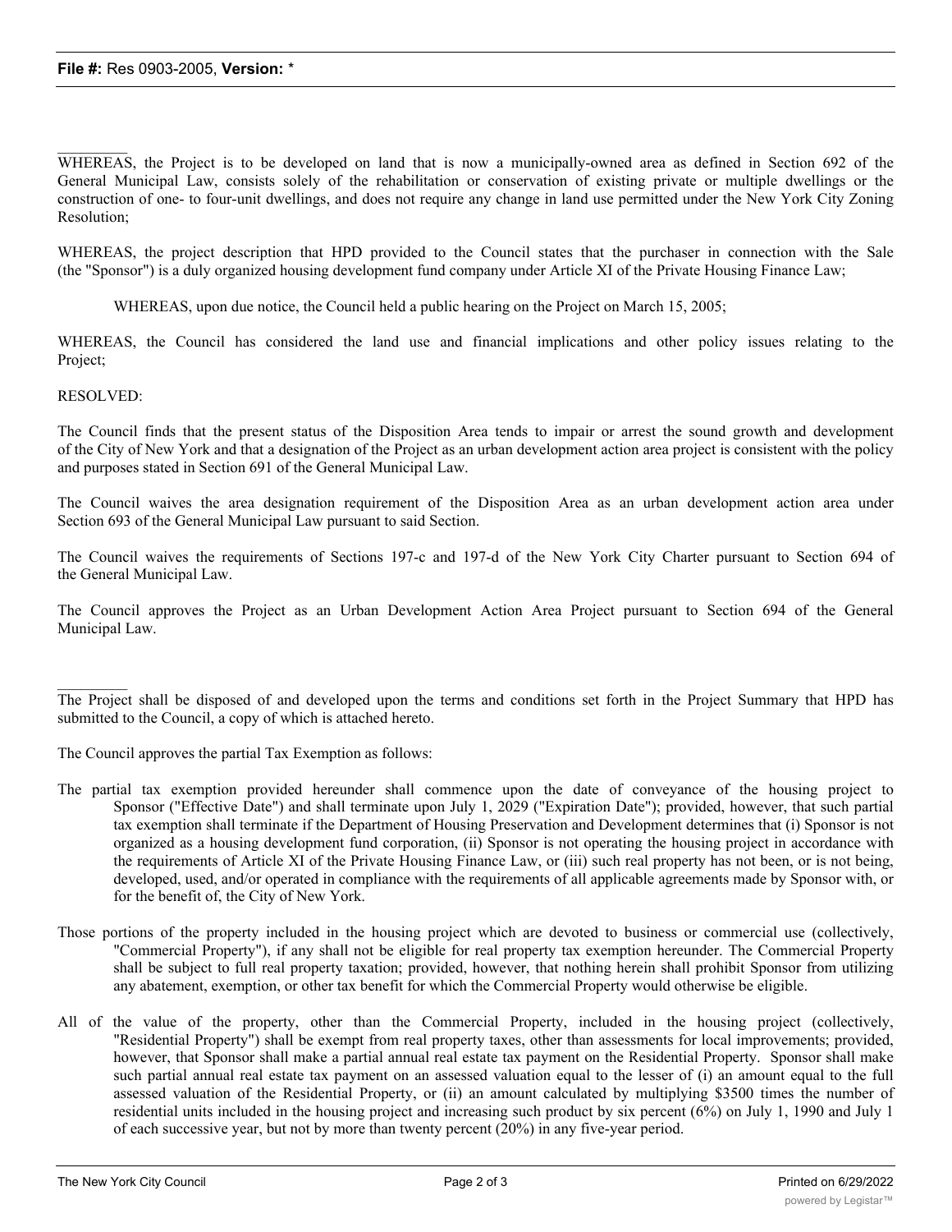WHEREAS, the Project is to be developed on land that is now a municipally-owned area as defined in Section 692 of the General Municipal Law, consists solely of the rehabilitation or conservation of existing private or multiple dwellings or the construction of one- to four-unit dwellings, and does not require any change in land use permitted under the New York City Zoning Resolution;

WHEREAS, the project description that HPD provided to the Council states that the purchaser in connection with the Sale (the "Sponsor") is a duly organized housing development fund company under Article XI of the Private Housing Finance Law;

WHEREAS, upon due notice, the Council held a public hearing on the Project on March 15, 2005;

WHEREAS, the Council has considered the land use and financial implications and other policy issues relating to the Project;

RESOLVED:

The Council finds that the present status of the Disposition Area tends to impair or arrest the sound growth and development of the City of New York and that a designation of the Project as an urban development action area project is consistent with the policy and purposes stated in Section 691 of the General Municipal Law.

The Council waives the area designation requirement of the Disposition Area as an urban development action area under Section 693 of the General Municipal Law pursuant to said Section.

The Council waives the requirements of Sections 197-c and 197-d of the New York City Charter pursuant to Section 694 of the General Municipal Law.

The Council approves the Project as an Urban Development Action Area Project pursuant to Section 694 of the General Municipal Law.

The Project shall be disposed of and developed upon the terms and conditions set forth in the Project Summary that HPD has submitted to the Council, a copy of which is attached hereto.

The Council approves the partial Tax Exemption as follows:

The partial tax exemption provided hereunder shall commence upon the date of conveyance of the housing project to Sponsor ("Effective Date") and shall terminate upon July 1, 2029 ("Expiration Date"); provided, however, that such partial tax exemption shall terminate if the Department of Housing Preservation and Development determines that (i) Sponsor is not organized as a housing development fund corporation, (ii) Sponsor is not operating the housing project in accordance with the requirements of Article XI of the Private Housing Finance Law, or (iii) such real property has not been, or is not being, developed, used, and/or operated in compliance with the requirements of all applicable agreements made by Sponsor with, or for the benefit of, the City of New York.

Those portions of the property included in the housing project which are devoted to business or commercial use (collectively, "Commercial Property"), if any shall not be eligible for real property tax exemption hereunder. The Commercial Property shall be subject to full real property taxation; provided, however, that nothing herein shall prohibit Sponsor from utilizing any abatement, exemption, or other tax benefit for which the Commercial Property would otherwise be eligible.

All of the value of the property, other than the Commercial Property, included in the housing project (collectively, "Residential Property") shall be exempt from real property taxes, other than assessments for local improvements; provided, however, that Sponsor shall make a partial annual real estate tax payment on the Residential Property. Sponsor shall make such partial annual real estate tax payment on an assessed valuation equal to the lesser of (i) an amount equal to the full assessed valuation of the Residential Property, or (ii) an amount calculated by multiplying $3500 times the number of residential units included in the housing project and increasing such product by six percent (6%) on July 1, 1990 and July 1 of each successive year, but not by more than twenty percent (20%) in any five-year period.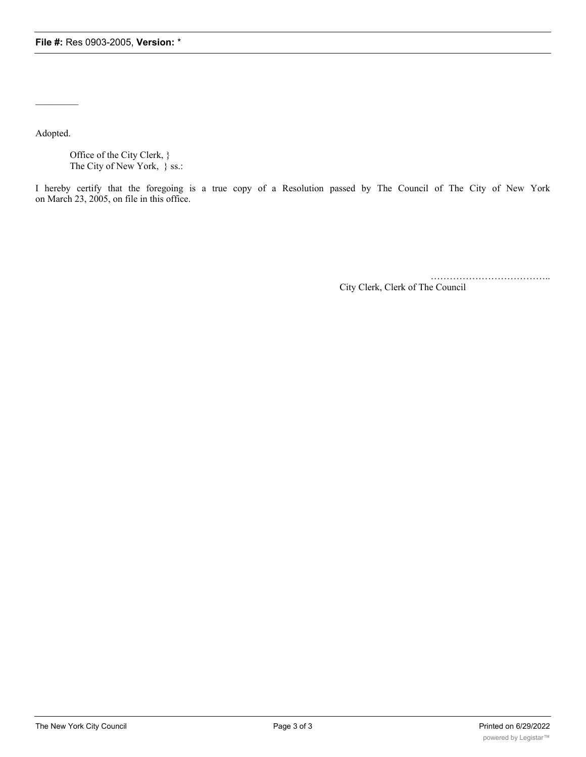_________

Adopted.

Office of the City Clerk, }
The City of New York, } ss.:

I hereby certify that the foregoing is a true copy of a Resolution passed by The Council of The City of New York on March 23, 2005, on file in this office.

………………………………..
City Clerk, Clerk of The Council